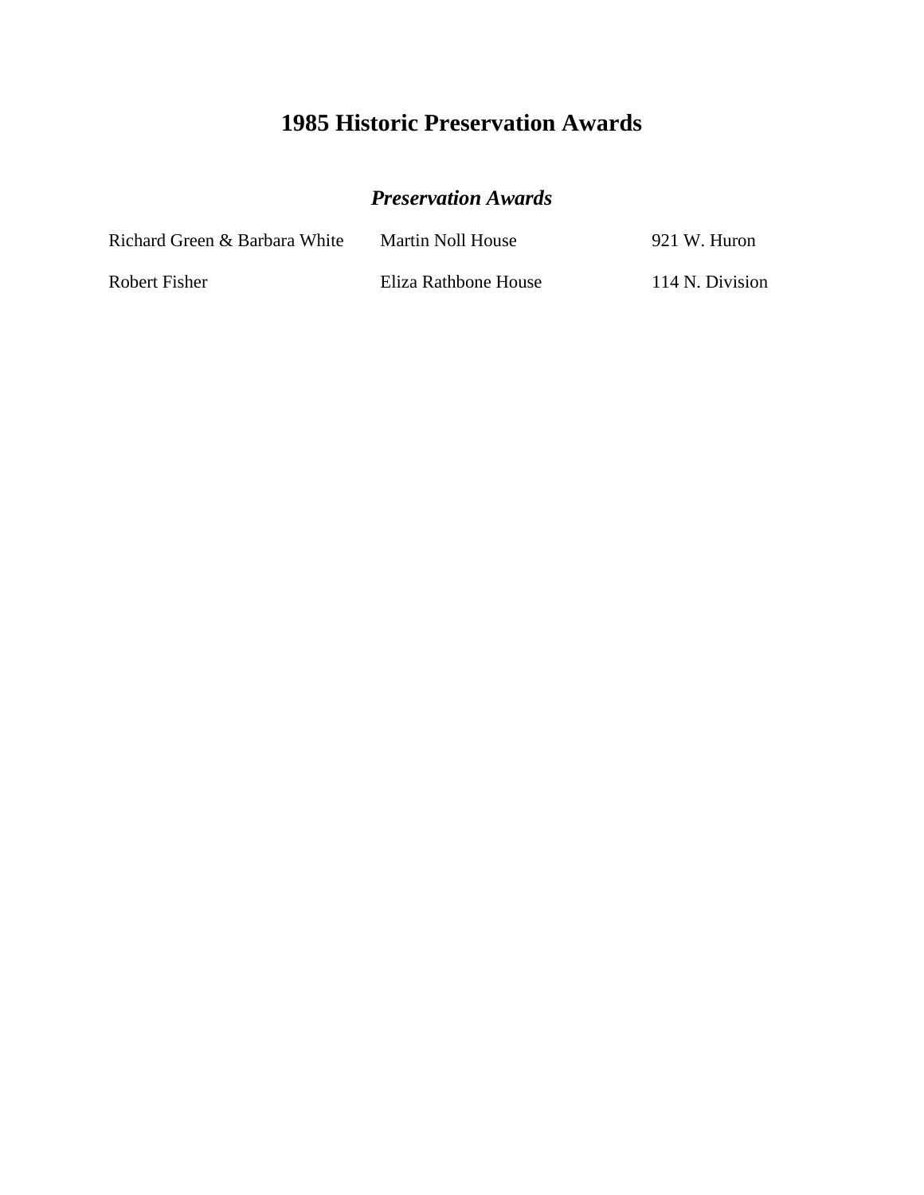# 1985 Historic Preservation Awards

## *Preservation Awards*

| | | |
|---|---|---|
| Richard Green & Barbara White | Martin Noll House | 921 W. Huron |
| Robert Fisher | Eliza Rathbone House | 114 N. Division |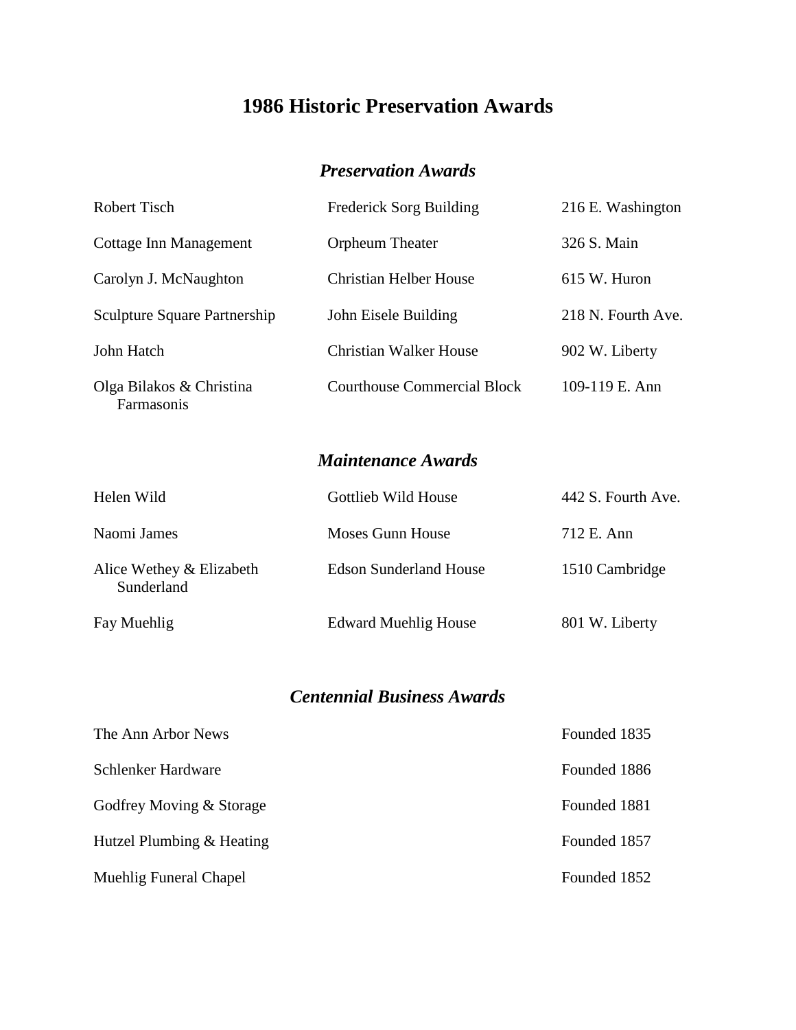# 1986 Historic Preservation Awards

## *Preservation Awards*

| | | |
|---|---|---|
| Robert Tisch | Frederick Sorg Building | 216 E. Washington |
| Cottage Inn Management | Orpheum Theater | 326 S. Main |
| Carolyn J. McNaughton | Christian Helber House | 615 W. Huron |
| Sculpture Square Partnership | John Eisele Building | 218 N. Fourth Ave. |
| John Hatch | Christian Walker House | 902 W. Liberty |
| Olga Bilakos & Christina Farmasonis | Courthouse Commercial Block | 109-119 E. Ann |

## *Maintenance Awards*

| | | |
|---|---|---|
| Helen Wild | Gottlieb Wild House | 442 S. Fourth Ave. |
| Naomi James | Moses Gunn House | 712 E. Ann |
| Alice Wethey & Elizabeth Sunderland | Edson Sunderland House | 1510 Cambridge |
| Fay Muehlig | Edward Muehlig House | 801 W. Liberty |

## *Centennial Business Awards*

| | |
|---|---|
| The Ann Arbor News | Founded 1835 |
| Schlenker Hardware | Founded 1886 |
| Godfrey Moving & Storage | Founded 1881 |
| Hutzel Plumbing & Heating | Founded 1857 |
| Muehlig Funeral Chapel | Founded 1852 |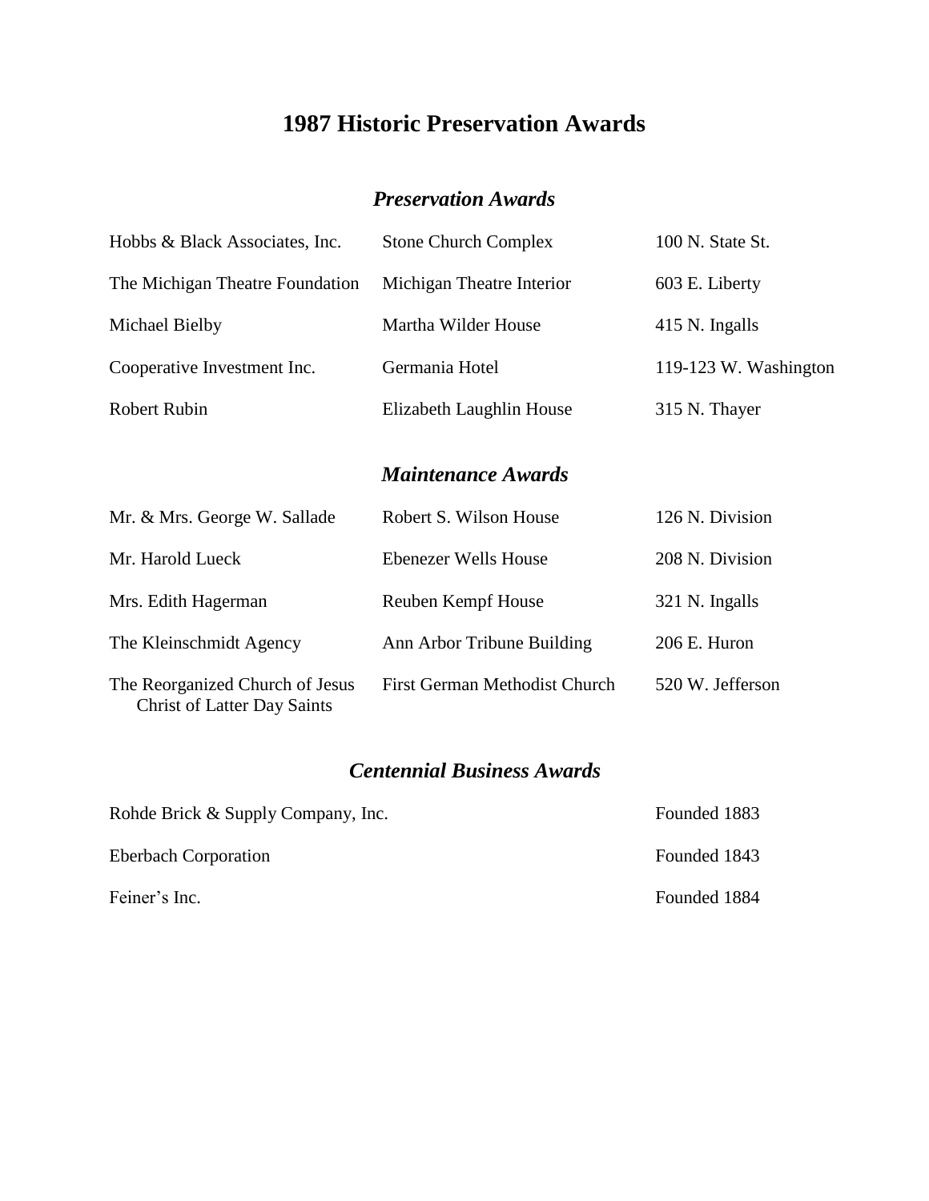# 1987 Historic Preservation Awards

## *Preservation Awards*

| | | |
|---|---|---|
| Hobbs & Black Associates, Inc. | Stone Church Complex | 100 N. State St. |
| The Michigan Theatre Foundation | Michigan Theatre Interior | 603 E. Liberty |
| Michael Bielby | Martha Wilder House | 415 N. Ingalls |
| Cooperative Investment Inc. | Germania Hotel | 119-123 W. Washington |
| Robert Rubin | Elizabeth Laughlin House | 315 N. Thayer |

## *Maintenance Awards*

| | | |
|---|---|---|
| Mr. & Mrs. George W. Sallade | Robert S. Wilson House | 126 N. Division |
| Mr. Harold Lueck | Ebenezer Wells House | 208 N. Division |
| Mrs. Edith Hagerman | Reuben Kempf House | 321 N. Ingalls |
| The Kleinschmidt Agency | Ann Arbor Tribune Building | 206 E. Huron |
| The Reorganized Church of Jesus Christ of Latter Day Saints | First German Methodist Church | 520 W. Jefferson |

## *Centennial Business Awards*

| | |
|---|---|
| Rohde Brick & Supply Company, Inc. | Founded 1883 |
| Eberbach Corporation | Founded 1843 |
| Feiner's Inc. | Founded 1884 |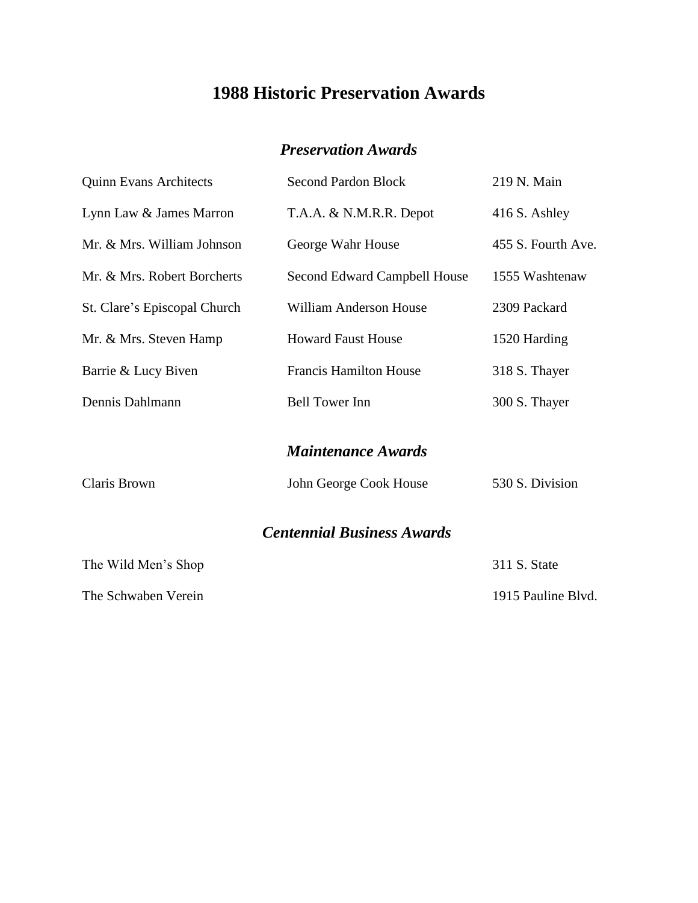# 1988 Historic Preservation Awards

## *Preservation Awards*

| | | |
|---|---|---|
| Quinn Evans Architects | Second Pardon Block | 219 N. Main |
| Lynn Law & James Marron | T.A.A. & N.M.R.R. Depot | 416 S. Ashley |
| Mr. & Mrs. William Johnson | George Wahr House | 455 S. Fourth Ave. |
| Mr. & Mrs. Robert Borcherts | Second Edward Campbell House | 1555 Washtenaw |
| St. Clare's Episcopal Church | William Anderson House | 2309 Packard |
| Mr. & Mrs. Steven Hamp | Howard Faust House | 1520 Harding |
| Barrie & Lucy Biven | Francis Hamilton House | 318 S. Thayer |
| Dennis Dahlmann | Bell Tower Inn | 300 S. Thayer |

## *Maintenance Awards*

| | | |
|---|---|---|
| Claris Brown | John George Cook House | 530 S. Division |

## *Centennial Business Awards*

| | | |
|---|---|---|
| The Wild Men's Shop | | 311 S. State |
| The Schwaben Verein | | 1915 Pauline Blvd. |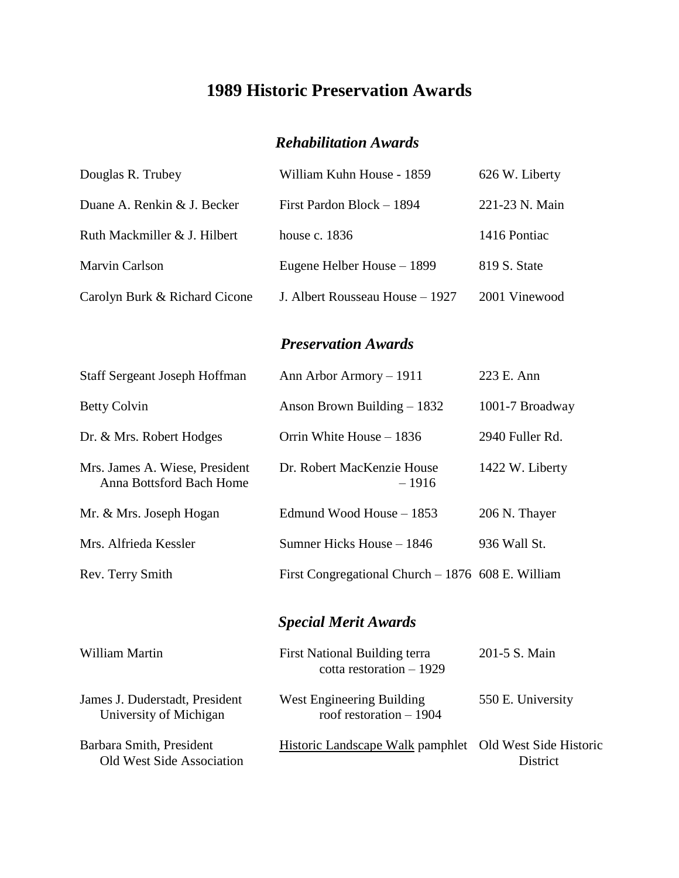# 1989 Historic Preservation Awards

## *Rehabilitation Awards*

| | | |
|---|---|---|
| Douglas R. Trubey | William Kuhn House - 1859 | 626 W. Liberty |
| Duane A. Renkin & J. Becker | First Pardon Block – 1894 | 221-23 N. Main |
| Ruth Mackmiller & J. Hilbert | house c. 1836 | 1416 Pontiac |
| Marvin Carlson | Eugene Helber House – 1899 | 819 S. State |
| Carolyn Burk & Richard Cicone | J. Albert Rousseau House – 1927 | 2001 Vinewood |

## *Preservation Awards*

| | | |
|---|---|---|
| Staff Sergeant Joseph Hoffman | Ann Arbor Armory – 1911 | 223 E. Ann |
| Betty Colvin | Anson Brown Building – 1832 | 1001-7 Broadway |
| Dr. & Mrs. Robert Hodges | Orrin White House – 1836 | 2940 Fuller Rd. |
| Mrs. James A. Wiese, President Anna Bottsford Bach Home | Dr. Robert MacKenzie House – 1916 | 1422 W. Liberty |
| Mr. & Mrs. Joseph Hogan | Edmund Wood House – 1853 | 206 N. Thayer |
| Mrs. Alfrieda Kessler | Sumner Hicks House – 1846 | 936 Wall St. |
| Rev. Terry Smith | First Congregational Church – 1876 | 608 E. William |

## *Special Merit Awards*

| | | |
|---|---|---|
| William Martin | First National Building terra cotta restoration – 1929 | 201-5 S. Main |
| James J. Duderstadt, President University of Michigan | West Engineering Building roof restoration – 1904 | 550 E. University |
| Barbara Smith, President Old West Side Association | Historic Landscape Walk pamphlet | Old West Side Historic District |